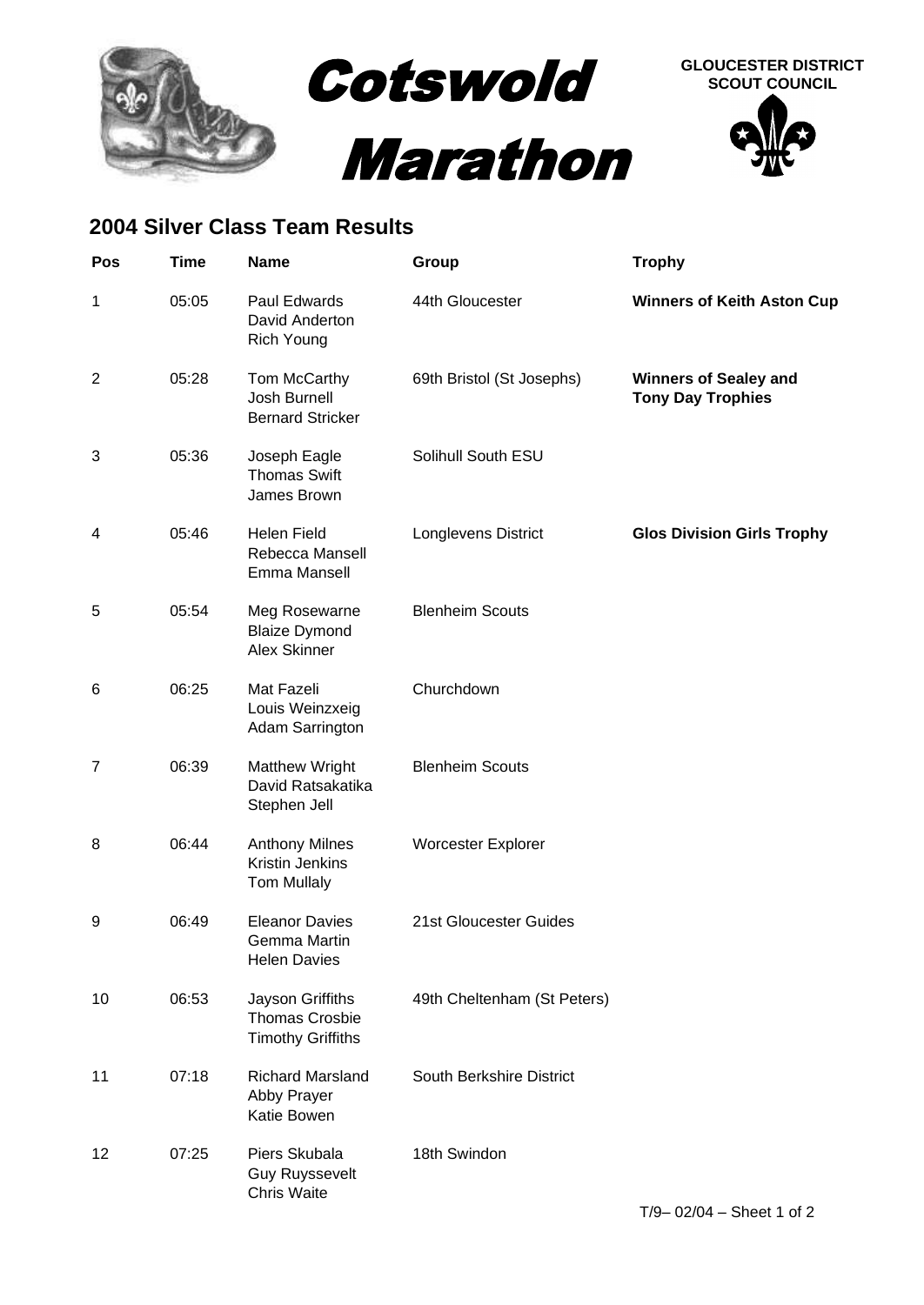# Cotswold Marathon

**GLOUCESTER DISTRICT SCOUT COUNCIL**

## 2004 Silver Class Team Results

| Pos | Time | Name | Group | Trophy |
|---|---|---|---|---|
| 1 | 05:05 | Paul Edwards<br>David Anderton<br>Rich Young | 44th Gloucester | **Winners of Keith Aston Cup** |
| 2 | 05:28 | Tom McCarthy<br>Josh Burnell<br>Bernard Stricker | 69th Bristol (St Josephs) | **Winners of Sealey and Tony Day Trophies** |
| 3 | 05:36 | Joseph Eagle<br>Thomas Swift<br>James Brown | Solihull South ESU | |
| 4 | 05:46 | Helen Field<br>Rebecca Mansell<br>Emma Mansell | Longlevens District | **Glos Division Girls Trophy** |
| 5 | 05:54 | Meg Rosewarne<br>Blaize Dymond<br>Alex Skinner | Blenheim Scouts | |
| 6 | 06:25 | Mat Fazeli<br>Louis Weinzxeig<br>Adam Sarrington | Churchdown | |
| 7 | 06:39 | Matthew Wright<br>David Ratsakatika<br>Stephen Jell | Blenheim Scouts | |
| 8 | 06:44 | Anthony Milnes<br>Kristin Jenkins<br>Tom Mullaly | Worcester Explorer | |
| 9 | 06:49 | Eleanor Davies<br>Gemma Martin<br>Helen Davies | 21st Gloucester Guides | |
| 10 | 06:53 | Jayson Griffiths<br>Thomas Crosbie<br>Timothy Griffiths | 49th Cheltenham (St Peters) | |
| 11 | 07:18 | Richard Marsland<br>Abby Prayer<br>Katie Bowen | South Berkshire District | |
| 12 | 07:25 | Piers Skubala<br>Guy Ruyssevelt<br>Chris Waite | 18th Swindon | |

T/9– 02/04 – Sheet 1 of 2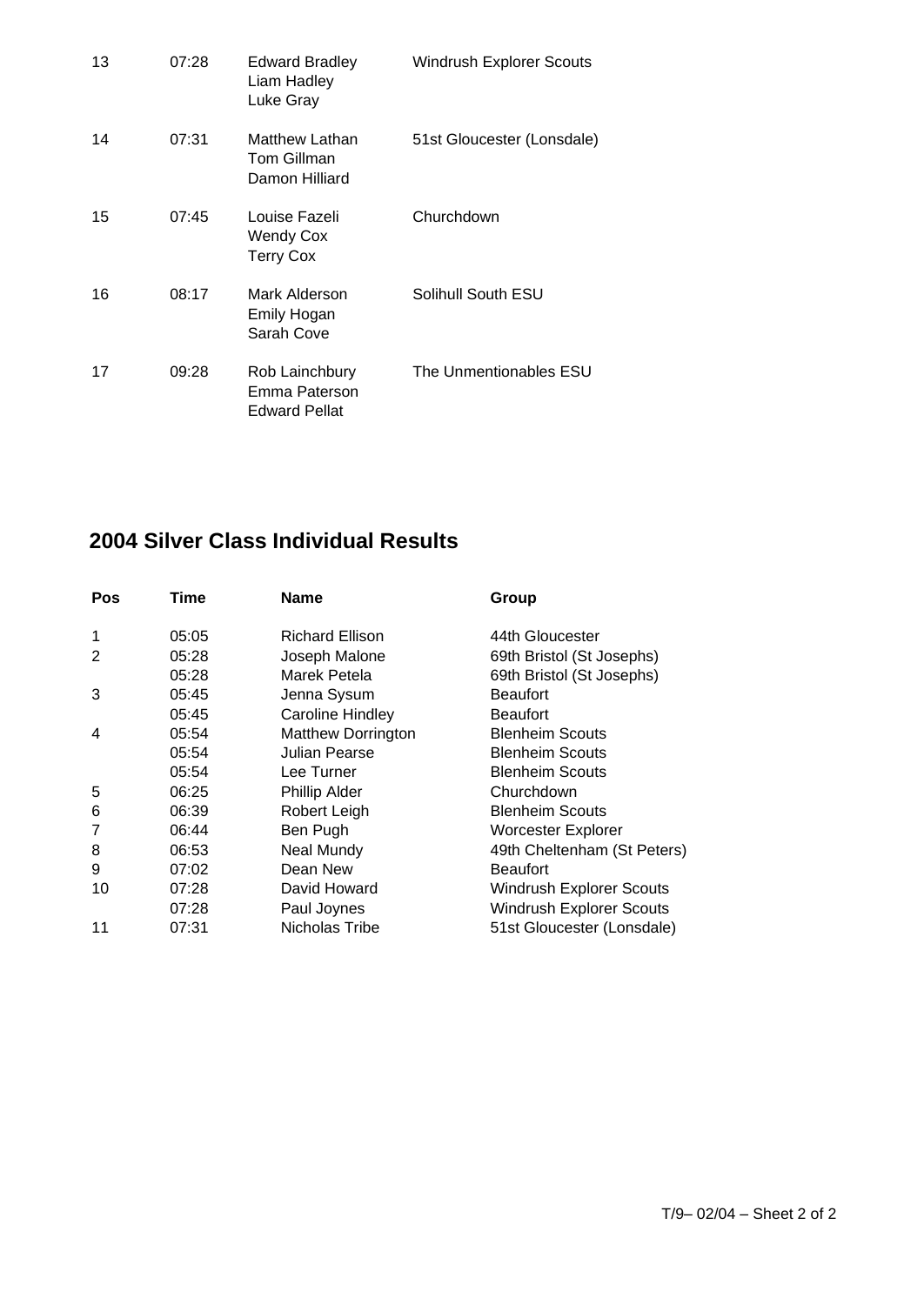| | | | |
|---|---|---|---|
| 13 | 07:28 | Edward Bradley<br>Liam Hadley<br>Luke Gray | Windrush Explorer Scouts |
| 14 | 07:31 | Matthew Lathan<br>Tom Gillman<br>Damon Hilliard | 51st Gloucester (Lonsdale) |
| 15 | 07:45 | Louise Fazeli<br>Wendy Cox<br>Terry Cox | Churchdown |
| 16 | 08:17 | Mark Alderson<br>Emily Hogan<br>Sarah Cove | Solihull South ESU |
| 17 | 09:28 | Rob Lainchbury<br>Emma Paterson<br>Edward Pellat | The Unmentionables ESU |

## 2004 Silver Class Individual Results

| Pos | Time | Name | Group |
|---|---|---|---|
| 1 | 05:05 | Richard Ellison | 44th Gloucester |
| 2 | 05:28 | Joseph Malone | 69th Bristol (St Josephs) |
| | 05:28 | Marek Petela | 69th Bristol (St Josephs) |
| 3 | 05:45 | Jenna Sysum | Beaufort |
| | 05:45 | Caroline Hindley | Beaufort |
| 4 | 05:54 | Matthew Dorrington | Blenheim Scouts |
| | 05:54 | Julian Pearse | Blenheim Scouts |
| | 05:54 | Lee Turner | Blenheim Scouts |
| 5 | 06:25 | Phillip Alder | Churchdown |
| 6 | 06:39 | Robert Leigh | Blenheim Scouts |
| 7 | 06:44 | Ben Pugh | Worcester Explorer |
| 8 | 06:53 | Neal Mundy | 49th Cheltenham (St Peters) |
| 9 | 07:02 | Dean New | Beaufort |
| 10 | 07:28 | David Howard | Windrush Explorer Scouts |
| | 07:28 | Paul Joynes | Windrush Explorer Scouts |
| 11 | 07:31 | Nicholas Tribe | 51st Gloucester (Lonsdale) |

T/9– 02/04 – Sheet 2 of 2